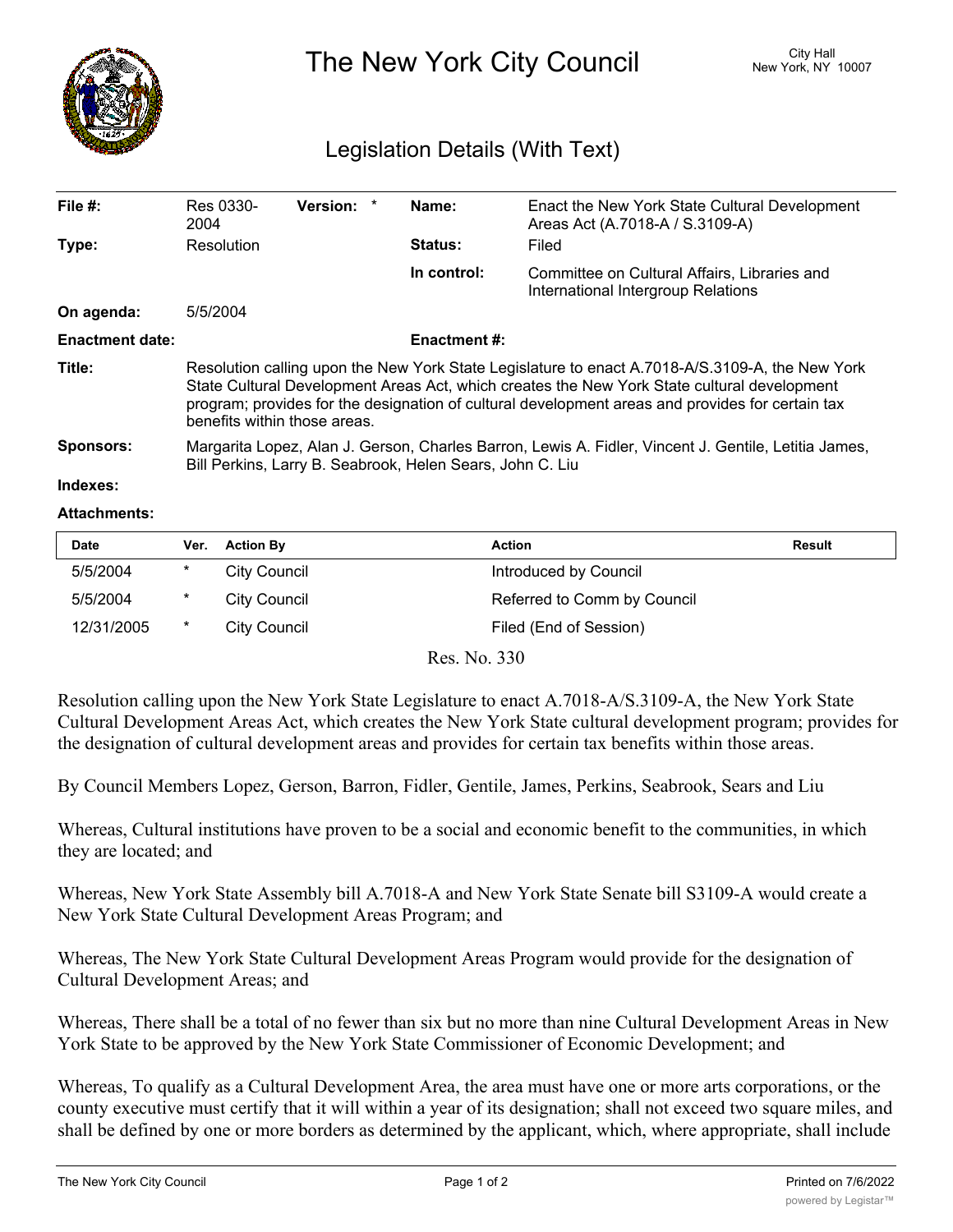# The New York City Council

City Hall
New York, NY 10007

## Legislation Details (With Text)

| | | | | | |
|---|---|---|---|---|---|
| **File #:** | Res 0330-2004 | **Version:** * | | **Name:** | Enact the New York State Cultural Development Areas Act (A.7018-A / S.3109-A) |
| **Type:** | Resolution | | | **Status:** | Filed |
| | | | | **In control:** | Committee on Cultural Affairs, Libraries and International Intergroup Relations |
| **On agenda:** | 5/5/2004 | | | | |
| **Enactment date:** | | | | **Enactment #:** | |

**Title:** Resolution calling upon the New York State Legislature to enact A.7018-A/S.3109-A, the New York State Cultural Development Areas Act, which creates the New York State cultural development program; provides for the designation of cultural development areas and provides for certain tax benefits within those areas.

**Sponsors:** Margarita Lopez, Alan J. Gerson, Charles Barron, Lewis A. Fidler, Vincent J. Gentile, Letitia James, Bill Perkins, Larry B. Seabrook, Helen Sears, John C. Liu

**Indexes:**

**Attachments:**

| Date | Ver. | Action By | Action | Result |
|---|---|---|---|---|
| 5/5/2004 | * | City Council | Introduced by Council | |
| 5/5/2004 | * | City Council | Referred to Comm by Council | |
| 12/31/2005 | * | City Council | Filed (End of Session) | |

Res. No. 330

Resolution calling upon the New York State Legislature to enact A.7018-A/S.3109-A, the New York State Cultural Development Areas Act, which creates the New York State cultural development program; provides for the designation of cultural development areas and provides for certain tax benefits within those areas.

By Council Members Lopez, Gerson, Barron, Fidler, Gentile, James, Perkins, Seabrook, Sears and Liu

Whereas, Cultural institutions have proven to be a social and economic benefit to the communities, in which they are located; and

Whereas, New York State Assembly bill A.7018-A and New York State Senate bill S3109-A would create a New York State Cultural Development Areas Program; and

Whereas, The New York State Cultural Development Areas Program would provide for the designation of Cultural Development Areas; and

Whereas, There shall be a total of no fewer than six but no more than nine Cultural Development Areas in New York State to be approved by the New York State Commissioner of Economic Development; and

Whereas, To qualify as a Cultural Development Area, the area must have one or more arts corporations, or the county executive must certify that it will within a year of its designation; shall not exceed two square miles, and shall be defined by one or more borders as determined by the applicant, which, where appropriate, shall include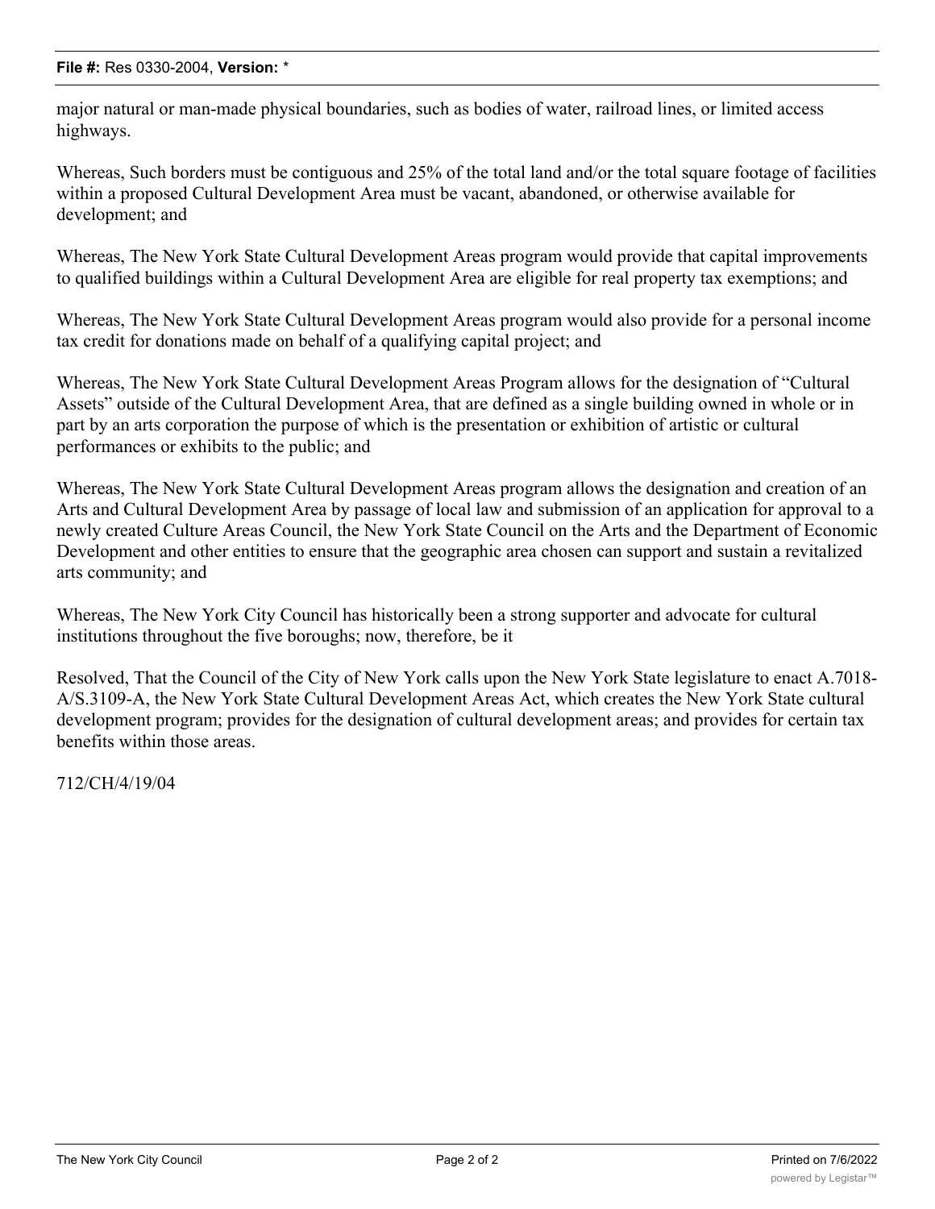major natural or man-made physical boundaries, such as bodies of water, railroad lines, or limited access highways.

Whereas, Such borders must be contiguous and 25% of the total land and/or the total square footage of facilities within a proposed Cultural Development Area must be vacant, abandoned, or otherwise available for development; and

Whereas, The New York State Cultural Development Areas program would provide that capital improvements to qualified buildings within a Cultural Development Area are eligible for real property tax exemptions; and

Whereas, The New York State Cultural Development Areas program would also provide for a personal income tax credit for donations made on behalf of a qualifying capital project; and

Whereas, The New York State Cultural Development Areas Program allows for the designation of "Cultural Assets" outside of the Cultural Development Area, that are defined as a single building owned in whole or in part by an arts corporation the purpose of which is the presentation or exhibition of artistic or cultural performances or exhibits to the public; and

Whereas, The New York State Cultural Development Areas program allows the designation and creation of an Arts and Cultural Development Area by passage of local law and submission of an application for approval to a newly created Culture Areas Council, the New York State Council on the Arts and the Department of Economic Development and other entities to ensure that the geographic area chosen can support and sustain a revitalized arts community; and

Whereas, The New York City Council has historically been a strong supporter and advocate for cultural institutions throughout the five boroughs; now, therefore, be it

Resolved, That the Council of the City of New York calls upon the New York State legislature to enact A.7018-A/S.3109-A, the New York State Cultural Development Areas Act, which creates the New York State cultural development program; provides for the designation of cultural development areas; and provides for certain tax benefits within those areas.

712/CH/4/19/04